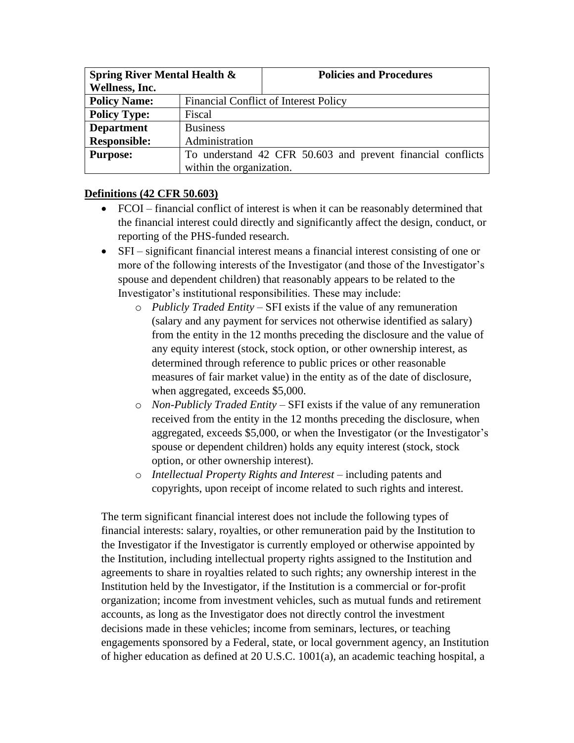| Spring River Mental Health & Wellness, Inc. | Policies and Procedures |
| --- | --- |
| **Policy Name:** | Financial Conflict of Interest Policy |
| **Policy Type:** | Fiscal |
| **Department Responsible:** | Business Administration |
| **Purpose:** | To understand 42 CFR 50.603 and prevent financial conflicts within the organization. |

**Definitions (42 CFR 50.603)**

- FCOI – financial conflict of interest is when it can be reasonably determined that the financial interest could directly and significantly affect the design, conduct, or reporting of the PHS-funded research.
- SFI – significant financial interest means a financial interest consisting of one or more of the following interests of the Investigator (and those of the Investigator's spouse and dependent children) that reasonably appears to be related to the Investigator's institutional responsibilities. These may include:
    - *Publicly Traded Entity* – SFI exists if the value of any remuneration (salary and any payment for services not otherwise identified as salary) from the entity in the 12 months preceding the disclosure and the value of any equity interest (stock, stock option, or other ownership interest, as determined through reference to public prices or other reasonable measures of fair market value) in the entity as of the date of disclosure, when aggregated, exceeds $5,000.
    - *Non-Publicly Traded Entity* – SFI exists if the value of any remuneration received from the entity in the 12 months preceding the disclosure, when aggregated, exceeds $5,000, or when the Investigator (or the Investigator's spouse or dependent children) holds any equity interest (stock, stock option, or other ownership interest).
    - *Intellectual Property Rights and Interest* – including patents and copyrights, upon receipt of income related to such rights and interest.

The term significant financial interest does not include the following types of financial interests: salary, royalties, or other remuneration paid by the Institution to the Investigator if the Investigator is currently employed or otherwise appointed by the Institution, including intellectual property rights assigned to the Institution and agreements to share in royalties related to such rights; any ownership interest in the Institution held by the Investigator, if the Institution is a commercial or for-profit organization; income from investment vehicles, such as mutual funds and retirement accounts, as long as the Investigator does not directly control the investment decisions made in these vehicles; income from seminars, lectures, or teaching engagements sponsored by a Federal, state, or local government agency, an Institution of higher education as defined at 20 U.S.C. 1001(a), an academic teaching hospital, a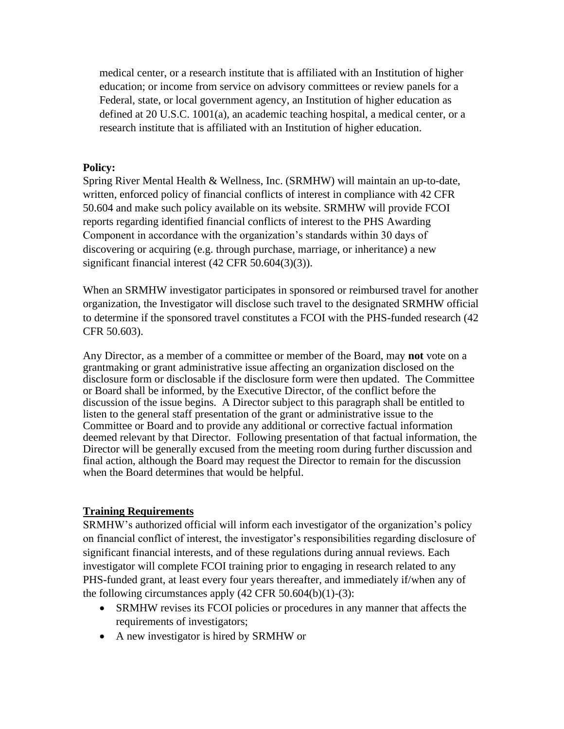medical center, or a research institute that is affiliated with an Institution of higher education; or income from service on advisory committees or review panels for a Federal, state, or local government agency, an Institution of higher education as defined at 20 U.S.C. 1001(a), an academic teaching hospital, a medical center, or a research institute that is affiliated with an Institution of higher education.

**Policy:**

Spring River Mental Health & Wellness, Inc. (SRMHW) will maintain an up-to-date, written, enforced policy of financial conflicts of interest in compliance with 42 CFR 50.604 and make such policy available on its website. SRMHW will provide FCOI reports regarding identified financial conflicts of interest to the PHS Awarding Component in accordance with the organization's standards within 30 days of discovering or acquiring (e.g. through purchase, marriage, or inheritance) a new significant financial interest (42 CFR 50.604(3)(3)).

When an SRMHW investigator participates in sponsored or reimbursed travel for another organization, the Investigator will disclose such travel to the designated SRMHW official to determine if the sponsored travel constitutes a FCOI with the PHS-funded research (42 CFR 50.603).

Any Director, as a member of a committee or member of the Board, may **not** vote on a grantmaking or grant administrative issue affecting an organization disclosed on the disclosure form or disclosable if the disclosure form were then updated. The Committee or Board shall be informed, by the Executive Director, of the conflict before the discussion of the issue begins. A Director subject to this paragraph shall be entitled to listen to the general staff presentation of the grant or administrative issue to the Committee or Board and to provide any additional or corrective factual information deemed relevant by that Director. Following presentation of that factual information, the Director will be generally excused from the meeting room during further discussion and final action, although the Board may request the Director to remain for the discussion when the Board determines that would be helpful.

**Training Requirements**

SRMHW's authorized official will inform each investigator of the organization's policy on financial conflict of interest, the investigator's responsibilities regarding disclosure of significant financial interests, and of these regulations during annual reviews. Each investigator will complete FCOI training prior to engaging in research related to any PHS-funded grant, at least every four years thereafter, and immediately if/when any of the following circumstances apply (42 CFR 50.604(b)(1)-(3):

- SRMHW revises its FCOI policies or procedures in any manner that affects the requirements of investigators;
- A new investigator is hired by SRMHW or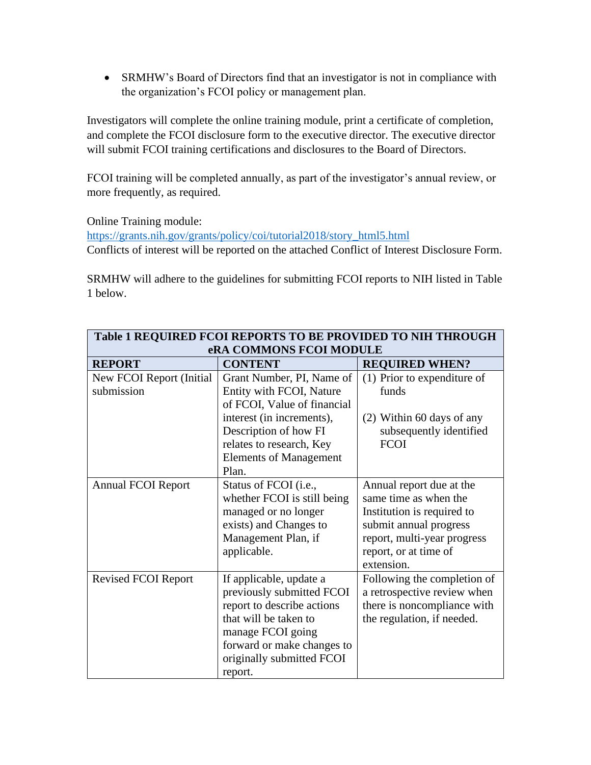- SRMHW's Board of Directors find that an investigator is not in compliance with the organization's FCOI policy or management plan.

Investigators will complete the online training module, print a certificate of completion, and complete the FCOI disclosure form to the executive director. The executive director will submit FCOI training certifications and disclosures to the Board of Directors.

FCOI training will be completed annually, as part of the investigator's annual review, or more frequently, as required.

Online Training module:
https://grants.nih.gov/grants/policy/coi/tutorial2018/story_html5.html
Conflicts of interest will be reported on the attached Conflict of Interest Disclosure Form.

SRMHW will adhere to the guidelines for submitting FCOI reports to NIH listed in Table 1 below.

| **Table 1 REQUIRED FCOI REPORTS TO BE PROVIDED TO NIH THROUGH eRA COMMONS FCOI MODULE** | | |
|---|---|---|
| **REPORT** | **CONTENT** | **REQUIRED WHEN?** |
| New FCOI Report (Initial submission | Grant Number, PI, Name of Entity with FCOI, Nature of FCOI, Value of financial interest (in increments), Description of how FI relates to research, Key Elements of Management Plan. | (1) Prior to expenditure of funds<br><br>(2) Within 60 days of any subsequently identified FCOI |
| Annual FCOI Report | Status of FCOI (i.e., whether FCOI is still being managed or no longer exists) and Changes to Management Plan, if applicable. | Annual report due at the same time as when the Institution is required to submit annual progress report, multi-year progress report, or at time of extension. |
| Revised FCOI Report | If applicable, update a previously submitted FCOI report to describe actions that will be taken to manage FCOI going forward or make changes to originally submitted FCOI report. | Following the completion of a retrospective review when there is noncompliance with the regulation, if needed. |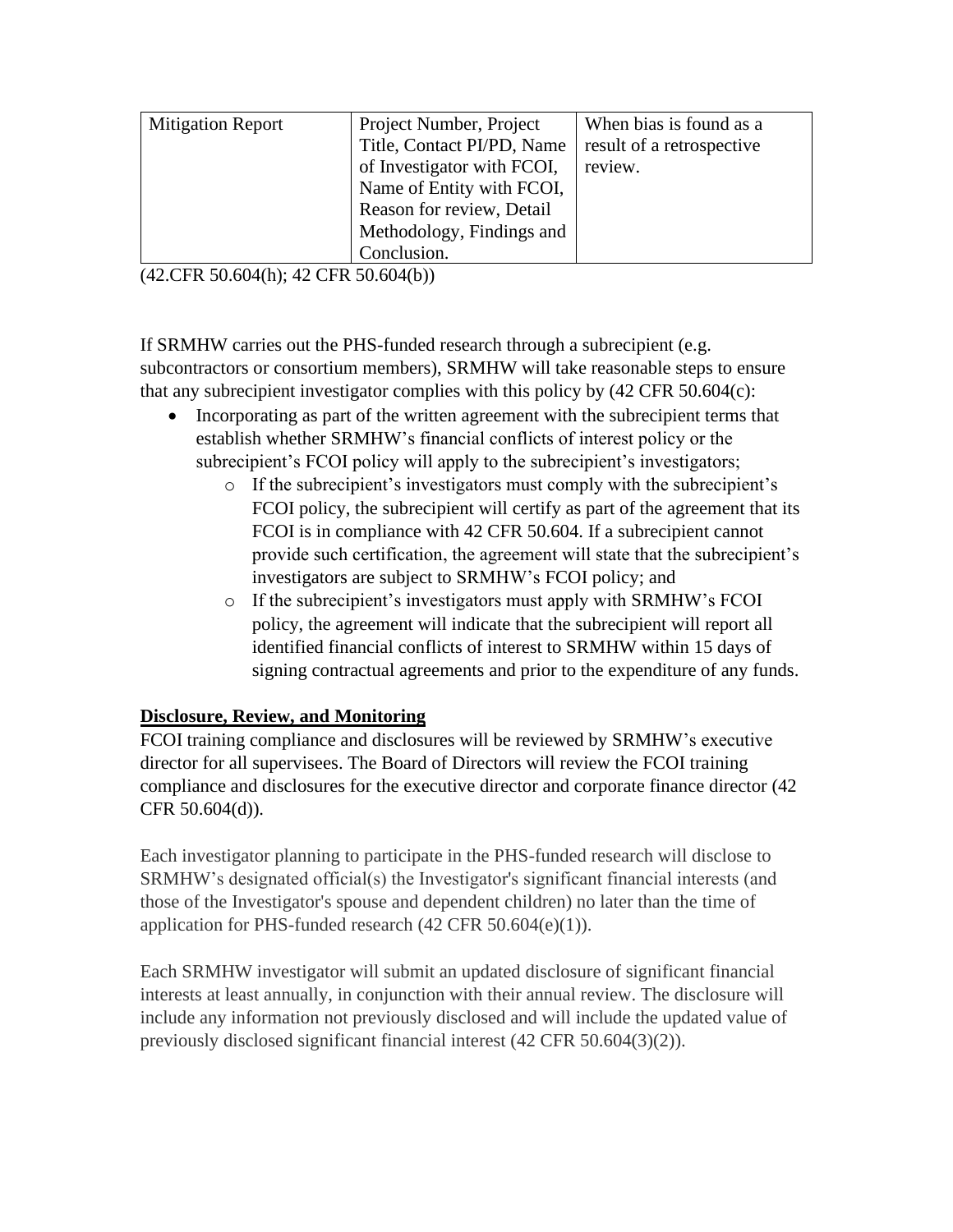| Mitigation Report | Project Number, Project Title, Contact PI/PD, Name of Investigator with FCOI, Name of Entity with FCOI, Reason for review, Detail Methodology, Findings and Conclusion. | When bias is found as a result of a retrospective review. |
|---|---|---|

(42.CFR 50.604(h); 42 CFR 50.604(b))

If SRMHW carries out the PHS-funded research through a subrecipient (e.g. subcontractors or consortium members), SRMHW will take reasonable steps to ensure that any subrecipient investigator complies with this policy by (42 CFR 50.604(c):

- Incorporating as part of the written agreement with the subrecipient terms that establish whether SRMHW's financial conflicts of interest policy or the subrecipient's FCOI policy will apply to the subrecipient's investigators;
  - If the subrecipient's investigators must comply with the subrecipient's FCOI policy, the subrecipient will certify as part of the agreement that its FCOI is in compliance with 42 CFR 50.604. If a subrecipient cannot provide such certification, the agreement will state that the subrecipient's investigators are subject to SRMHW's FCOI policy; and
  - If the subrecipient's investigators must apply with SRMHW's FCOI policy, the agreement will indicate that the subrecipient will report all identified financial conflicts of interest to SRMHW within 15 days of signing contractual agreements and prior to the expenditure of any funds.

**Disclosure, Review, and Monitoring**

FCOI training compliance and disclosures will be reviewed by SRMHW's executive director for all supervisees. The Board of Directors will review the FCOI training compliance and disclosures for the executive director and corporate finance director (42 CFR 50.604(d)).

Each investigator planning to participate in the PHS-funded research will disclose to SRMHW's designated official(s) the Investigator's significant financial interests (and those of the Investigator's spouse and dependent children) no later than the time of application for PHS-funded research (42 CFR 50.604(e)(1)).

Each SRMHW investigator will submit an updated disclosure of significant financial interests at least annually, in conjunction with their annual review. The disclosure will include any information not previously disclosed and will include the updated value of previously disclosed significant financial interest (42 CFR 50.604(3)(2)).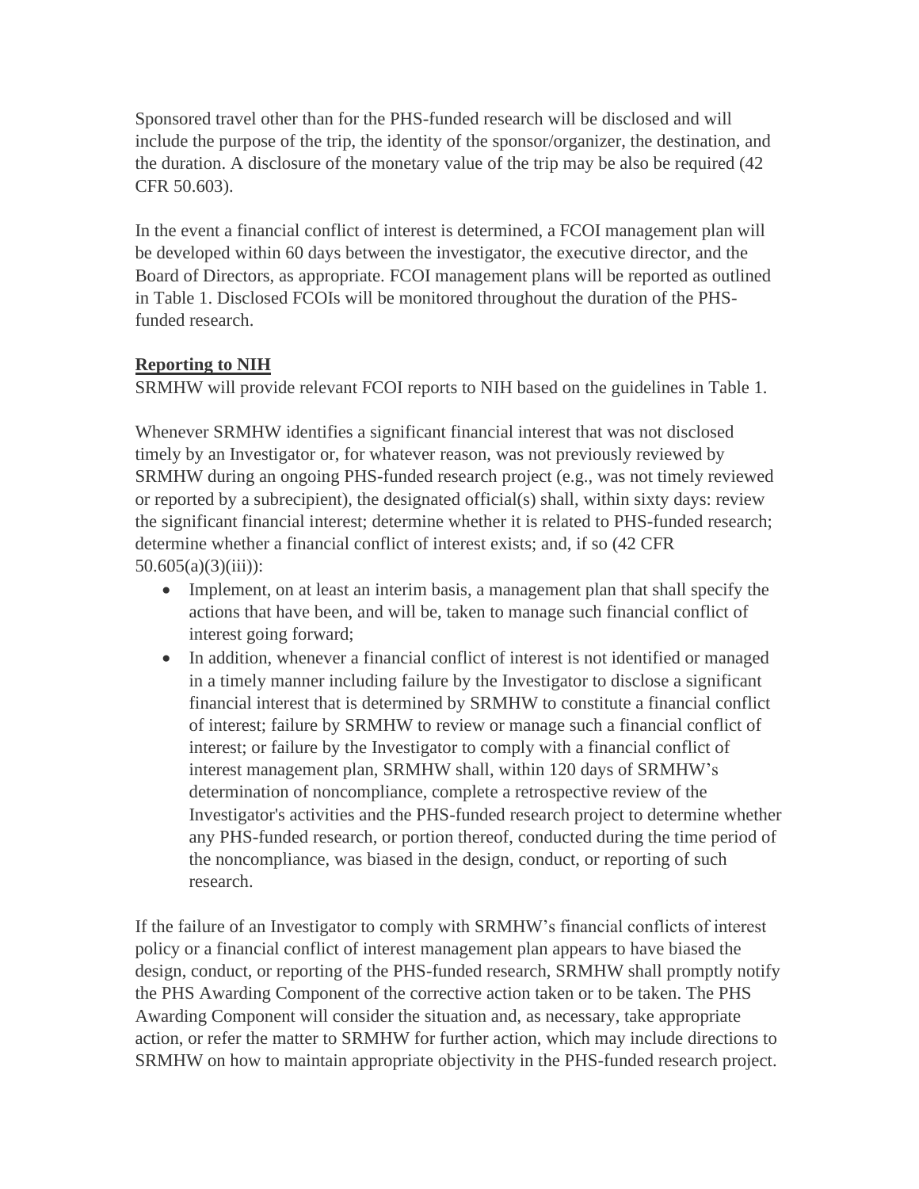Sponsored travel other than for the PHS-funded research will be disclosed and will include the purpose of the trip, the identity of the sponsor/organizer, the destination, and the duration. A disclosure of the monetary value of the trip may be also be required (42 CFR 50.603).

In the event a financial conflict of interest is determined, a FCOI management plan will be developed within 60 days between the investigator, the executive director, and the Board of Directors, as appropriate. FCOI management plans will be reported as outlined in Table 1. Disclosed FCOIs will be monitored throughout the duration of the PHS-funded research.

**Reporting to NIH**

SRMHW will provide relevant FCOI reports to NIH based on the guidelines in Table 1.

Whenever SRMHW identifies a significant financial interest that was not disclosed timely by an Investigator or, for whatever reason, was not previously reviewed by SRMHW during an ongoing PHS-funded research project (e.g., was not timely reviewed or reported by a subrecipient), the designated official(s) shall, within sixty days: review the significant financial interest; determine whether it is related to PHS-funded research; determine whether a financial conflict of interest exists; and, if so (42 CFR 50.605(a)(3)(iii)):

- Implement, on at least an interim basis, a management plan that shall specify the actions that have been, and will be, taken to manage such financial conflict of interest going forward;
- In addition, whenever a financial conflict of interest is not identified or managed in a timely manner including failure by the Investigator to disclose a significant financial interest that is determined by SRMHW to constitute a financial conflict of interest; failure by SRMHW to review or manage such a financial conflict of interest; or failure by the Investigator to comply with a financial conflict of interest management plan, SRMHW shall, within 120 days of SRMHW's determination of noncompliance, complete a retrospective review of the Investigator's activities and the PHS-funded research project to determine whether any PHS-funded research, or portion thereof, conducted during the time period of the noncompliance, was biased in the design, conduct, or reporting of such research.

If the failure of an Investigator to comply with SRMHW's financial conflicts of interest policy or a financial conflict of interest management plan appears to have biased the design, conduct, or reporting of the PHS-funded research, SRMHW shall promptly notify the PHS Awarding Component of the corrective action taken or to be taken. The PHS Awarding Component will consider the situation and, as necessary, take appropriate action, or refer the matter to SRMHW for further action, which may include directions to SRMHW on how to maintain appropriate objectivity in the PHS-funded research project.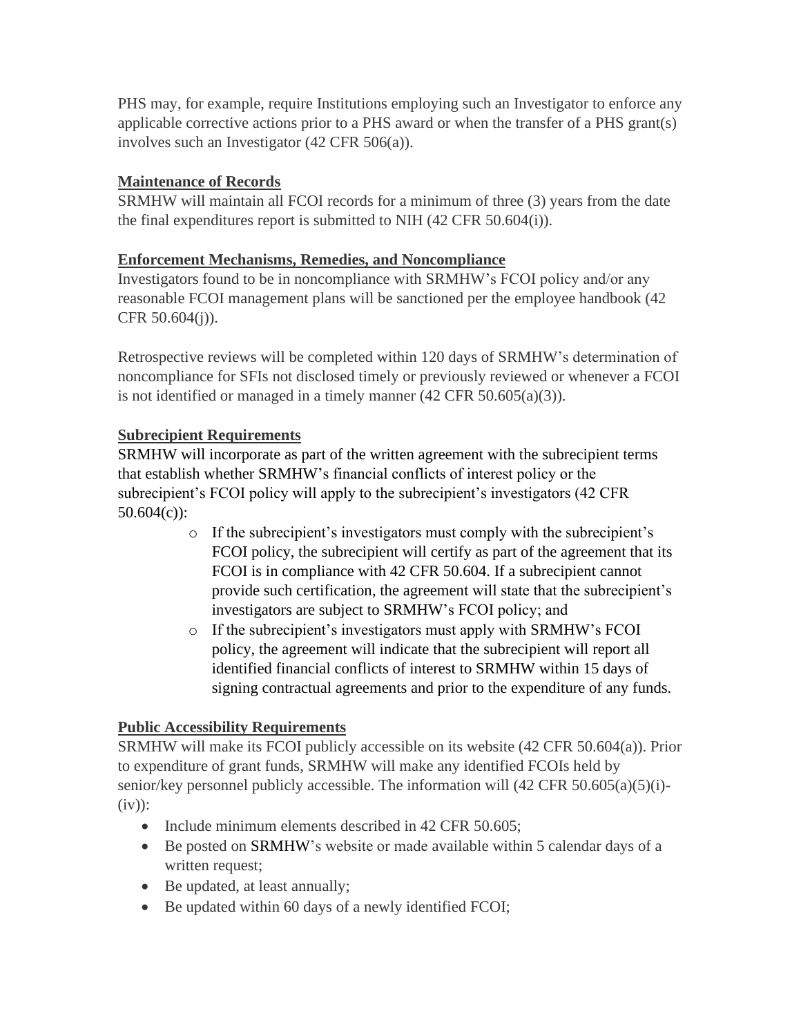PHS may, for example, require Institutions employing such an Investigator to enforce any applicable corrective actions prior to a PHS award or when the transfer of a PHS grant(s) involves such an Investigator (42 CFR 506(a)).

**Maintenance of Records**

SRMHW will maintain all FCOI records for a minimum of three (3) years from the date the final expenditures report is submitted to NIH (42 CFR 50.604(i)).

**Enforcement Mechanisms, Remedies, and Noncompliance**

Investigators found to be in noncompliance with SRMHW's FCOI policy and/or any reasonable FCOI management plans will be sanctioned per the employee handbook (42 CFR 50.604(j)).

Retrospective reviews will be completed within 120 days of SRMHW's determination of noncompliance for SFIs not disclosed timely or previously reviewed or whenever a FCOI is not identified or managed in a timely manner (42 CFR 50.605(a)(3)).

**Subrecipient Requirements**

SRMHW will incorporate as part of the written agreement with the subrecipient terms that establish whether SRMHW's financial conflicts of interest policy or the subrecipient's FCOI policy will apply to the subrecipient's investigators (42 CFR 50.604(c)):

- If the subrecipient's investigators must comply with the subrecipient's FCOI policy, the subrecipient will certify as part of the agreement that its FCOI is in compliance with 42 CFR 50.604. If a subrecipient cannot provide such certification, the agreement will state that the subrecipient's investigators are subject to SRMHW's FCOI policy; and
- If the subrecipient's investigators must apply with SRMHW's FCOI policy, the agreement will indicate that the subrecipient will report all identified financial conflicts of interest to SRMHW within 15 days of signing contractual agreements and prior to the expenditure of any funds.

**Public Accessibility Requirements**

SRMHW will make its FCOI publicly accessible on its website (42 CFR 50.604(a)). Prior to expenditure of grant funds, SRMHW will make any identified FCOIs held by senior/key personnel publicly accessible. The information will (42 CFR 50.605(a)(5)(i)-(iv)):

- Include minimum elements described in 42 CFR 50.605;
- Be posted on SRMHW's website or made available within 5 calendar days of a written request;
- Be updated, at least annually;
- Be updated within 60 days of a newly identified FCOI;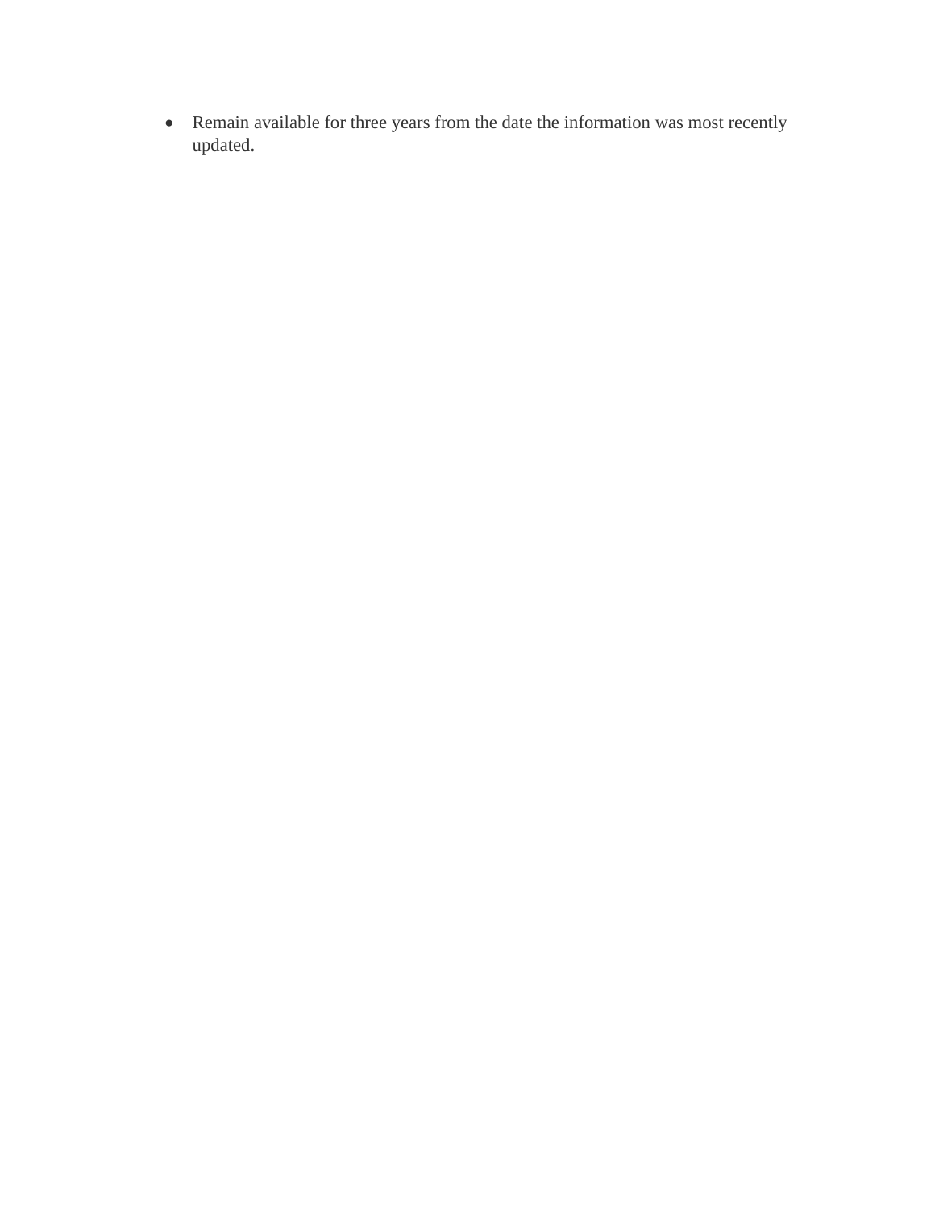- Remain available for three years from the date the information was most recently updated.